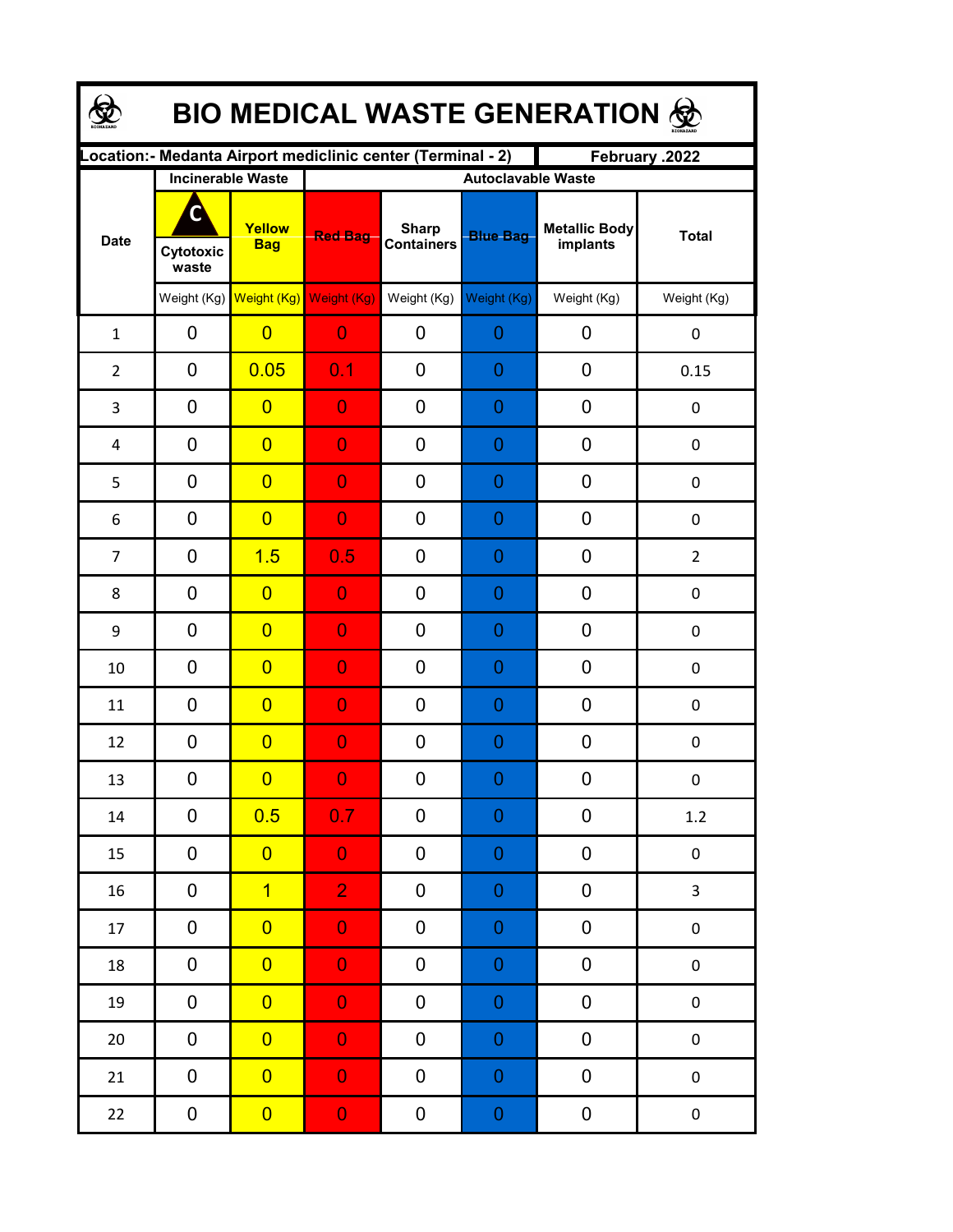# BIO MEDICAL WASTE GENERATION

| Location:- Medanta Airport mediclinic center (Terminal - 2) | | | | | | | February .2022 |
|---|---|---|---|---|---|---|---|
| Date | Incinerable Waste | | Autoclavable Waste | | | | |
| | C Cytotoxic waste | Yellow Bag | Red Bag | Sharp Containers | Blue Bag | Metallic Body implants | Total |
| | Weight (Kg) | Weight (Kg) | Weight (Kg) | Weight (Kg) | Weight (Kg) | Weight (Kg) | Weight (Kg) |
| 1 | 0 | 0 | 0 | 0 | 0 | 0 | 0 |
| 2 | 0 | 0.05 | 0.1 | 0 | 0 | 0 | 0.15 |
| 3 | 0 | 0 | 0 | 0 | 0 | 0 | 0 |
| 4 | 0 | 0 | 0 | 0 | 0 | 0 | 0 |
| 5 | 0 | 0 | 0 | 0 | 0 | 0 | 0 |
| 6 | 0 | 0 | 0 | 0 | 0 | 0 | 0 |
| 7 | 0 | 1.5 | 0.5 | 0 | 0 | 0 | 2 |
| 8 | 0 | 0 | 0 | 0 | 0 | 0 | 0 |
| 9 | 0 | 0 | 0 | 0 | 0 | 0 | 0 |
| 10 | 0 | 0 | 0 | 0 | 0 | 0 | 0 |
| 11 | 0 | 0 | 0 | 0 | 0 | 0 | 0 |
| 12 | 0 | 0 | 0 | 0 | 0 | 0 | 0 |
| 13 | 0 | 0 | 0 | 0 | 0 | 0 | 0 |
| 14 | 0 | 0.5 | 0.7 | 0 | 0 | 0 | 1.2 |
| 15 | 0 | 0 | 0 | 0 | 0 | 0 | 0 |
| 16 | 0 | 1 | 2 | 0 | 0 | 0 | 3 |
| 17 | 0 | 0 | 0 | 0 | 0 | 0 | 0 |
| 18 | 0 | 0 | 0 | 0 | 0 | 0 | 0 |
| 19 | 0 | 0 | 0 | 0 | 0 | 0 | 0 |
| 20 | 0 | 0 | 0 | 0 | 0 | 0 | 0 |
| 21 | 0 | 0 | 0 | 0 | 0 | 0 | 0 |
| 22 | 0 | 0 | 0 | 0 | 0 | 0 | 0 |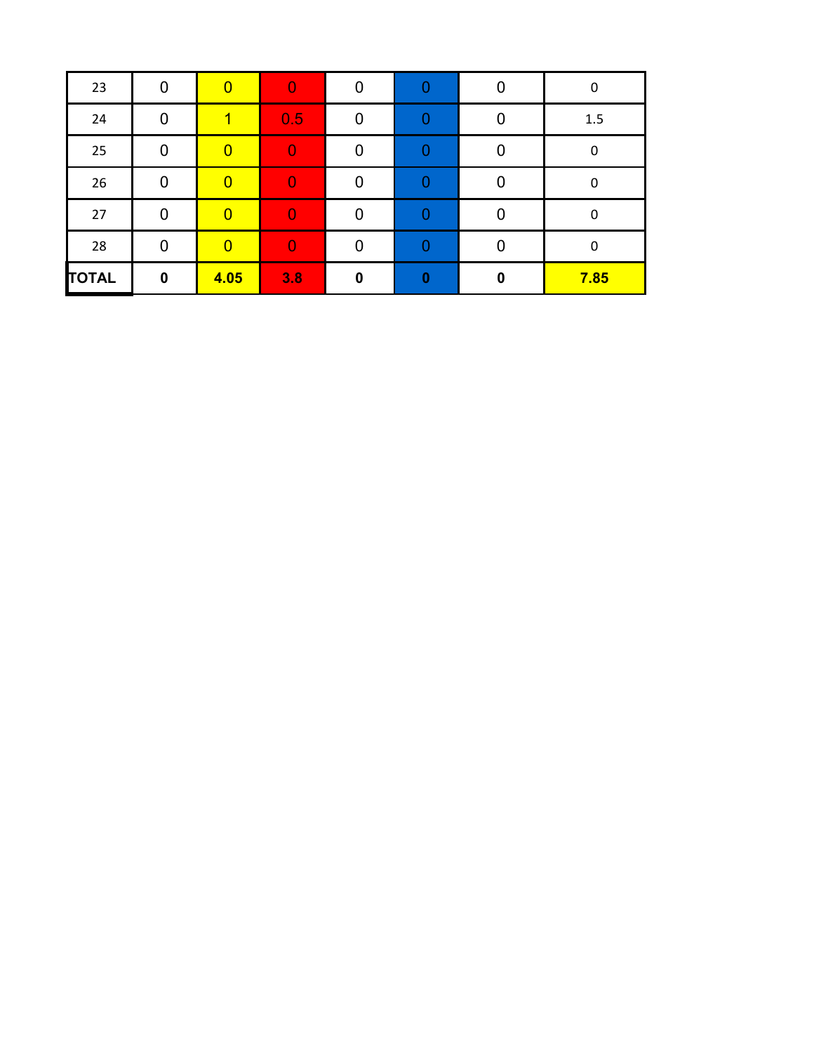| | | | | | | | |
|---|---|---|---|---|---|---|---|
| 23 | 0 | 0 | 0 | 0 | 0 | 0 | 0 |
| 24 | 0 | 1 | 0.5 | 0 | 0 | 0 | 1.5 |
| 25 | 0 | 0 | 0 | 0 | 0 | 0 | 0 |
| 26 | 0 | 0 | 0 | 0 | 0 | 0 | 0 |
| 27 | 0 | 0 | 0 | 0 | 0 | 0 | 0 |
| 28 | 0 | 0 | 0 | 0 | 0 | 0 | 0 |
| **TOTAL** | **0** | **4.05** | **3.8** | **0** | **0** | **0** | **7.85** |